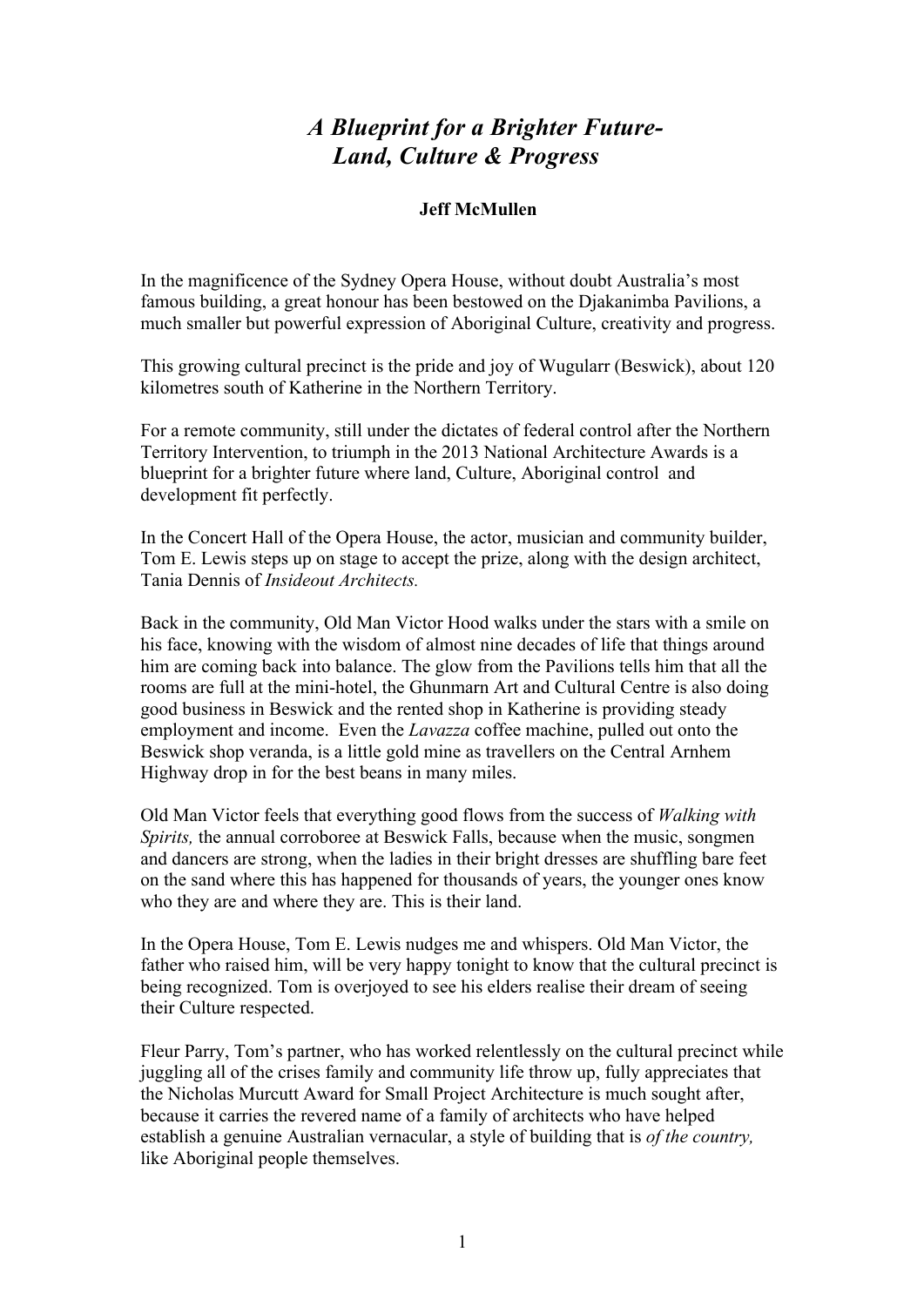# *A Blueprint for a Brighter Future-*
# *Land, Culture & Progress*

**Jeff McMullen**

In the magnificence of the Sydney Opera House, without doubt Australia's most famous building, a great honour has been bestowed on the Djakanimba Pavilions, a much smaller but powerful expression of Aboriginal Culture, creativity and progress.

This growing cultural precinct is the pride and joy of Wugularr (Beswick), about 120 kilometres south of Katherine in the Northern Territory.

For a remote community, still under the dictates of federal control after the Northern Territory Intervention, to triumph in the 2013 National Architecture Awards is a blueprint for a brighter future where land, Culture, Aboriginal control and development fit perfectly.

In the Concert Hall of the Opera House, the actor, musician and community builder, Tom E. Lewis steps up on stage to accept the prize, along with the design architect, Tania Dennis of *Insideout Architects.*

Back in the community, Old Man Victor Hood walks under the stars with a smile on his face, knowing with the wisdom of almost nine decades of life that things around him are coming back into balance. The glow from the Pavilions tells him that all the rooms are full at the mini-hotel, the Ghunmarn Art and Cultural Centre is also doing good business in Beswick and the rented shop in Katherine is providing steady employment and income. Even the *Lavazza* coffee machine, pulled out onto the Beswick shop veranda, is a little gold mine as travellers on the Central Arnhem Highway drop in for the best beans in many miles.

Old Man Victor feels that everything good flows from the success of *Walking with Spirits,* the annual corroboree at Beswick Falls, because when the music, songmen and dancers are strong, when the ladies in their bright dresses are shuffling bare feet on the sand where this has happened for thousands of years, the younger ones know who they are and where they are. This is their land.

In the Opera House, Tom E. Lewis nudges me and whispers. Old Man Victor, the father who raised him, will be very happy tonight to know that the cultural precinct is being recognized. Tom is overjoyed to see his elders realise their dream of seeing their Culture respected.

Fleur Parry, Tom's partner, who has worked relentlessly on the cultural precinct while juggling all of the crises family and community life throw up, fully appreciates that the Nicholas Murcutt Award for Small Project Architecture is much sought after, because it carries the revered name of a family of architects who have helped establish a genuine Australian vernacular, a style of building that is *of the country,* like Aboriginal people themselves.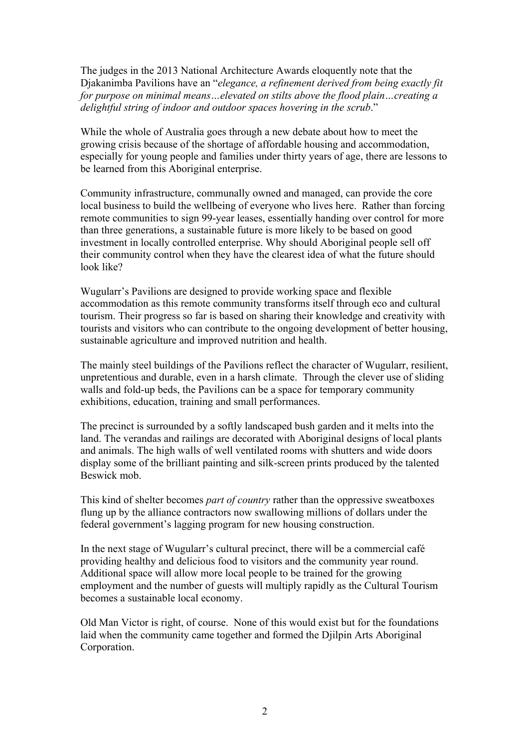The judges in the 2013 National Architecture Awards eloquently note that the Djakanimba Pavilions have an "*elegance, a refinement derived from being exactly fit for purpose on minimal means…elevated on stilts above the flood plain…creating a delightful string of indoor and outdoor spaces hovering in the scrub*."

While the whole of Australia goes through a new debate about how to meet the growing crisis because of the shortage of affordable housing and accommodation, especially for young people and families under thirty years of age, there are lessons to be learned from this Aboriginal enterprise.

Community infrastructure, communally owned and managed, can provide the core local business to build the wellbeing of everyone who lives here. Rather than forcing remote communities to sign 99-year leases, essentially handing over control for more than three generations, a sustainable future is more likely to be based on good investment in locally controlled enterprise. Why should Aboriginal people sell off their community control when they have the clearest idea of what the future should look like?

Wugularr's Pavilions are designed to provide working space and flexible accommodation as this remote community transforms itself through eco and cultural tourism. Their progress so far is based on sharing their knowledge and creativity with tourists and visitors who can contribute to the ongoing development of better housing, sustainable agriculture and improved nutrition and health.

The mainly steel buildings of the Pavilions reflect the character of Wugularr, resilient, unpretentious and durable, even in a harsh climate. Through the clever use of sliding walls and fold-up beds, the Pavilions can be a space for temporary community exhibitions, education, training and small performances.

The precinct is surrounded by a softly landscaped bush garden and it melts into the land. The verandas and railings are decorated with Aboriginal designs of local plants and animals. The high walls of well ventilated rooms with shutters and wide doors display some of the brilliant painting and silk-screen prints produced by the talented Beswick mob.

This kind of shelter becomes *part of country* rather than the oppressive sweatboxes flung up by the alliance contractors now swallowing millions of dollars under the federal government's lagging program for new housing construction.

In the next stage of Wugularr's cultural precinct, there will be a commercial café providing healthy and delicious food to visitors and the community year round. Additional space will allow more local people to be trained for the growing employment and the number of guests will multiply rapidly as the Cultural Tourism becomes a sustainable local economy.

Old Man Victor is right, of course. None of this would exist but for the foundations laid when the community came together and formed the Djilpin Arts Aboriginal Corporation.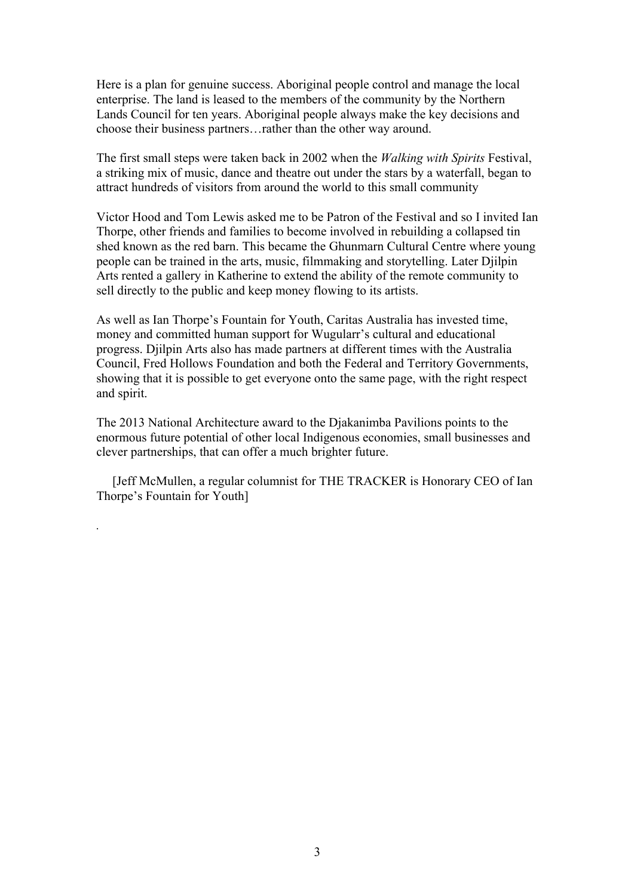Here is a plan for genuine success. Aboriginal people control and manage the local enterprise. The land is leased to the members of the community by the Northern Lands Council for ten years. Aboriginal people always make the key decisions and choose their business partners…rather than the other way around.

The first small steps were taken back in 2002 when the *Walking with Spirits* Festival, a striking mix of music, dance and theatre out under the stars by a waterfall, began to attract hundreds of visitors from around the world to this small community

Victor Hood and Tom Lewis asked me to be Patron of the Festival and so I invited Ian Thorpe, other friends and families to become involved in rebuilding a collapsed tin shed known as the red barn. This became the Ghunmarn Cultural Centre where young people can be trained in the arts, music, filmmaking and storytelling. Later Djilpin Arts rented a gallery in Katherine to extend the ability of the remote community to sell directly to the public and keep money flowing to its artists.

As well as Ian Thorpe's Fountain for Youth, Caritas Australia has invested time, money and committed human support for Wugularr's cultural and educational progress. Djilpin Arts also has made partners at different times with the Australia Council, Fred Hollows Foundation and both the Federal and Territory Governments, showing that it is possible to get everyone onto the same page, with the right respect and spirit.

The 2013 National Architecture award to the Djakanimba Pavilions points to the enormous future potential of other local Indigenous economies, small businesses and clever partnerships, that can offer a much brighter future.

[Jeff McMullen, a regular columnist for THE TRACKER is Honorary CEO of Ian Thorpe's Fountain for Youth]

.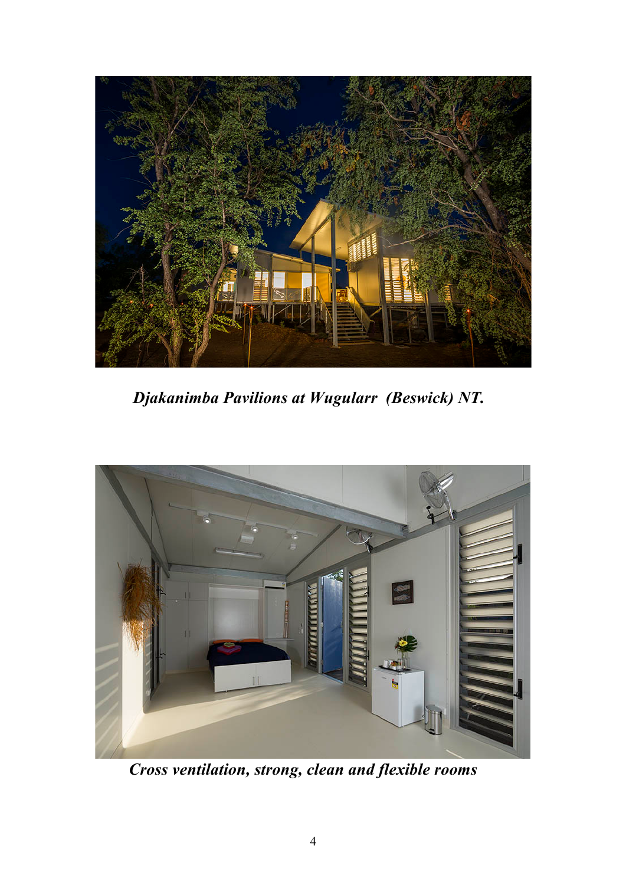*Djakanimba Pavilions at Wugularr (Beswick) NT.*

*Cross ventilation, strong, clean and flexible rooms*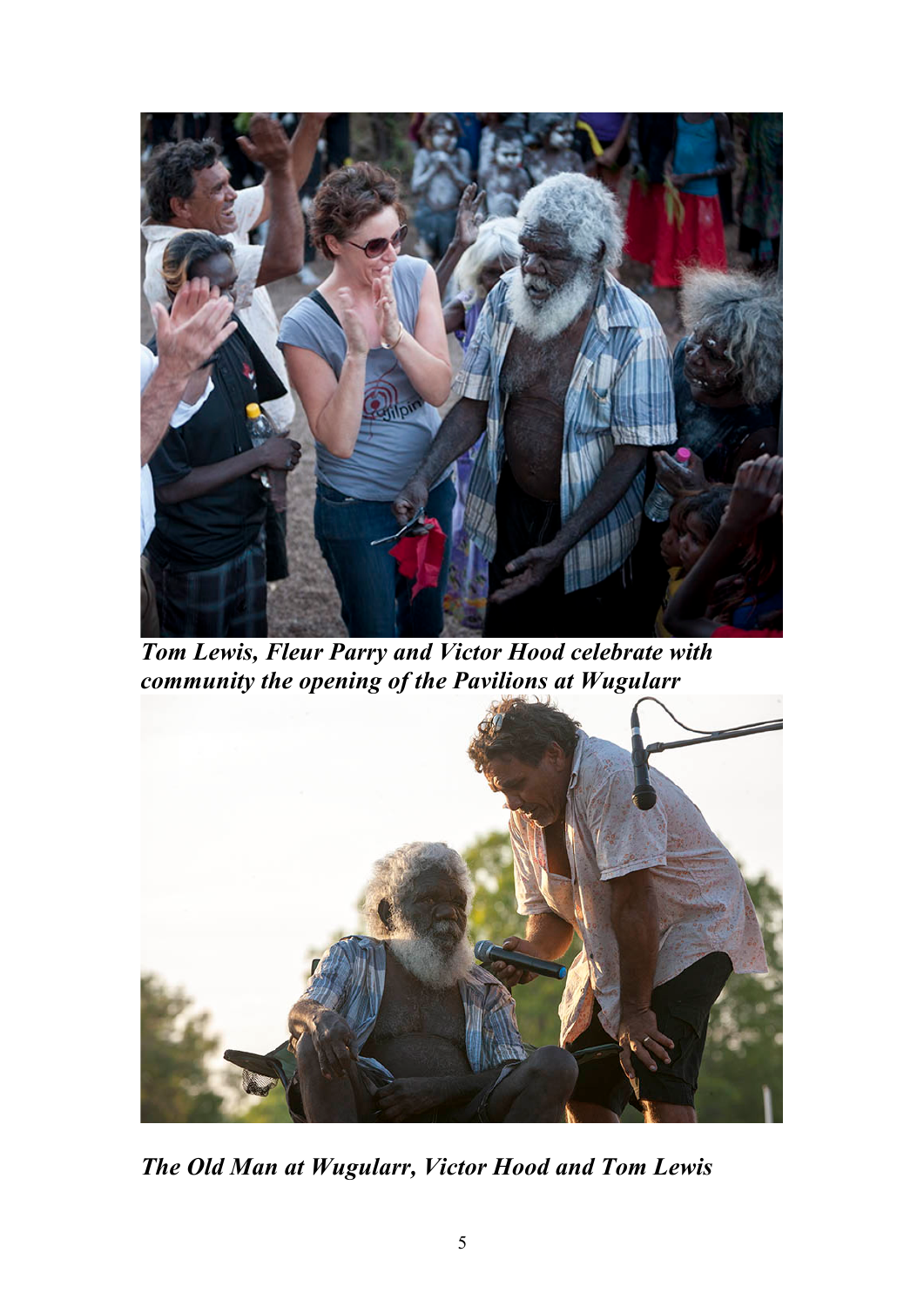***Tom Lewis, Fleur Parry and Victor Hood celebrate with community the opening of the Pavilions at Wugularr***

***The Old Man at Wugularr, Victor Hood and Tom Lewis***